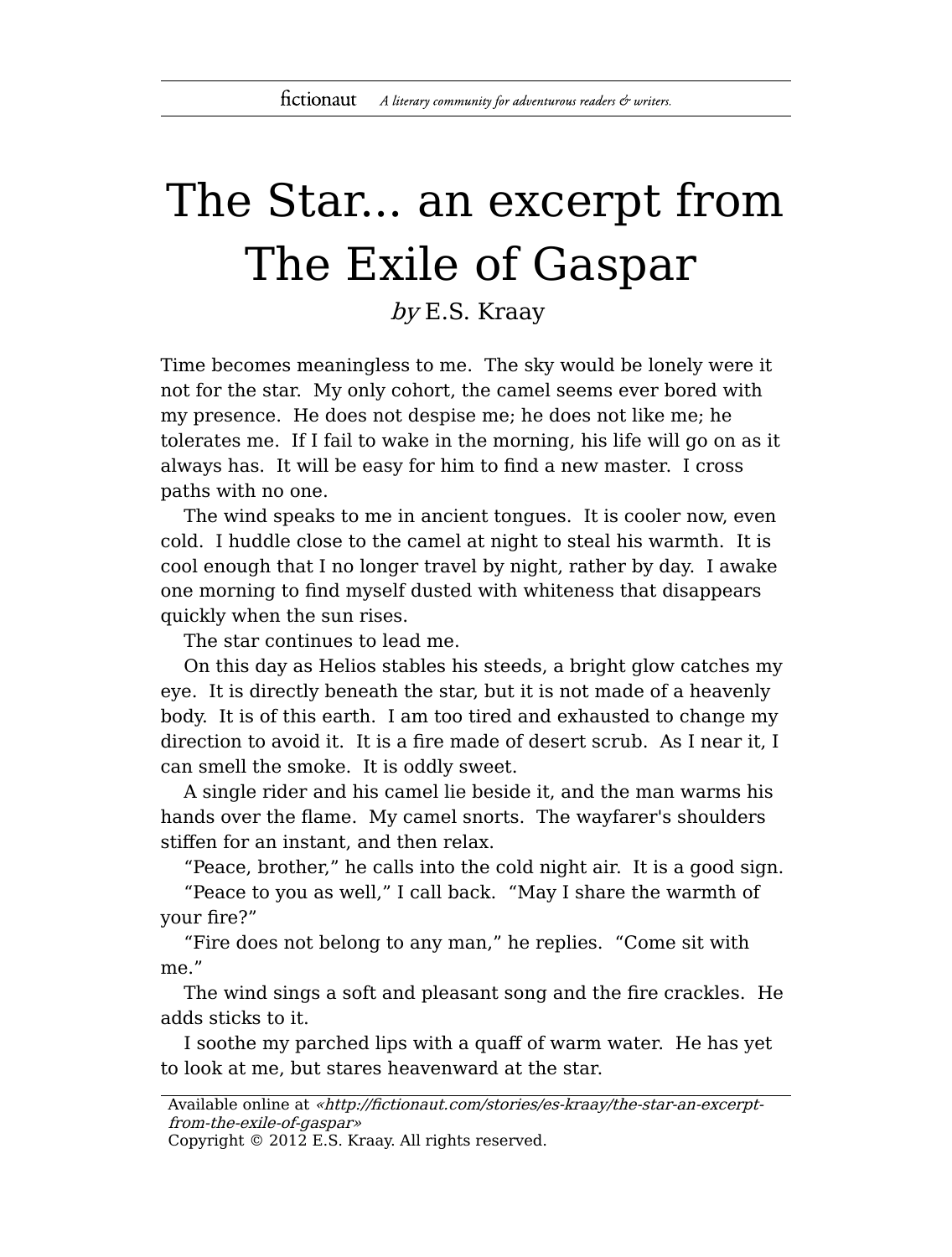# The Star... an excerpt from The Exile of Gaspar

*by* E.S. Kraay

Time becomes meaningless to me. The sky would be lonely were it not for the star. My only cohort, the camel seems ever bored with my presence. He does not despise me; he does not like me; he tolerates me. If I fail to wake in the morning, his life will go on as it always has. It will be easy for him to find a new master. I cross paths with no one.

The wind speaks to me in ancient tongues. It is cooler now, even cold. I huddle close to the camel at night to steal his warmth. It is cool enough that I no longer travel by night, rather by day. I awake one morning to find myself dusted with whiteness that disappears quickly when the sun rises.

The star continues to lead me.

On this day as Helios stables his steeds, a bright glow catches my eye. It is directly beneath the star, but it is not made of a heavenly body. It is of this earth. I am too tired and exhausted to change my direction to avoid it. It is a fire made of desert scrub. As I near it, I can smell the smoke. It is oddly sweet.

A single rider and his camel lie beside it, and the man warms his hands over the flame. My camel snorts. The wayfarer's shoulders stiffen for an instant, and then relax.

“Peace, brother,” he calls into the cold night air. It is a good sign.

“Peace to you as well,” I call back. “May I share the warmth of your fire?”

“Fire does not belong to any man,” he replies. “Come sit with me.”

The wind sings a soft and pleasant song and the fire crackles. He adds sticks to it.

I soothe my parched lips with a quaff of warm water. He has yet to look at me, but stares heavenward at the star.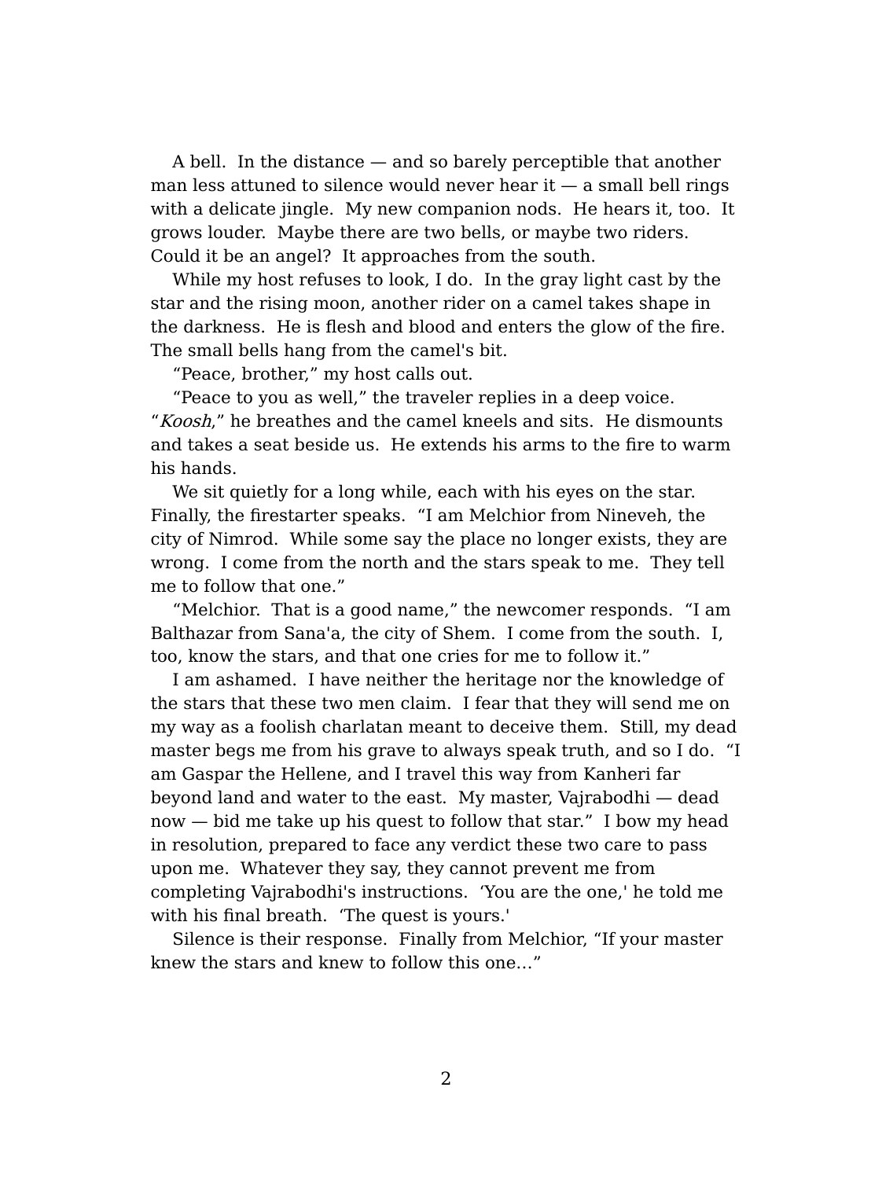A bell. In the distance — and so barely perceptible that another man less attuned to silence would never hear it — a small bell rings with a delicate jingle. My new companion nods. He hears it, too. It grows louder. Maybe there are two bells, or maybe two riders. Could it be an angel? It approaches from the south.

While my host refuses to look, I do. In the gray light cast by the star and the rising moon, another rider on a camel takes shape in the darkness. He is flesh and blood and enters the glow of the fire. The small bells hang from the camel's bit.

“Peace, brother,” my host calls out.

“Peace to you as well,” the traveler replies in a deep voice. “*Koosh*,” he breathes and the camel kneels and sits. He dismounts and takes a seat beside us. He extends his arms to the fire to warm his hands.

We sit quietly for a long while, each with his eyes on the star. Finally, the firestarter speaks. “I am Melchior from Nineveh, the city of Nimrod. While some say the place no longer exists, they are wrong. I come from the north and the stars speak to me. They tell me to follow that one.”

“Melchior. That is a good name,” the newcomer responds. “I am Balthazar from Sana'a, the city of Shem. I come from the south. I, too, know the stars, and that one cries for me to follow it.”

I am ashamed. I have neither the heritage nor the knowledge of the stars that these two men claim. I fear that they will send me on my way as a foolish charlatan meant to deceive them. Still, my dead master begs me from his grave to always speak truth, and so I do. “I am Gaspar the Hellene, and I travel this way from Kanheri far beyond land and water to the east. My master, Vajrabodhi — dead now — bid me take up his quest to follow that star.” I bow my head in resolution, prepared to face any verdict these two care to pass upon me. Whatever they say, they cannot prevent me from completing Vajrabodhi's instructions. ‘You are the one,' he told me with his final breath. ‘The quest is yours.'

Silence is their response. Finally from Melchior, “If your master knew the stars and knew to follow this one…”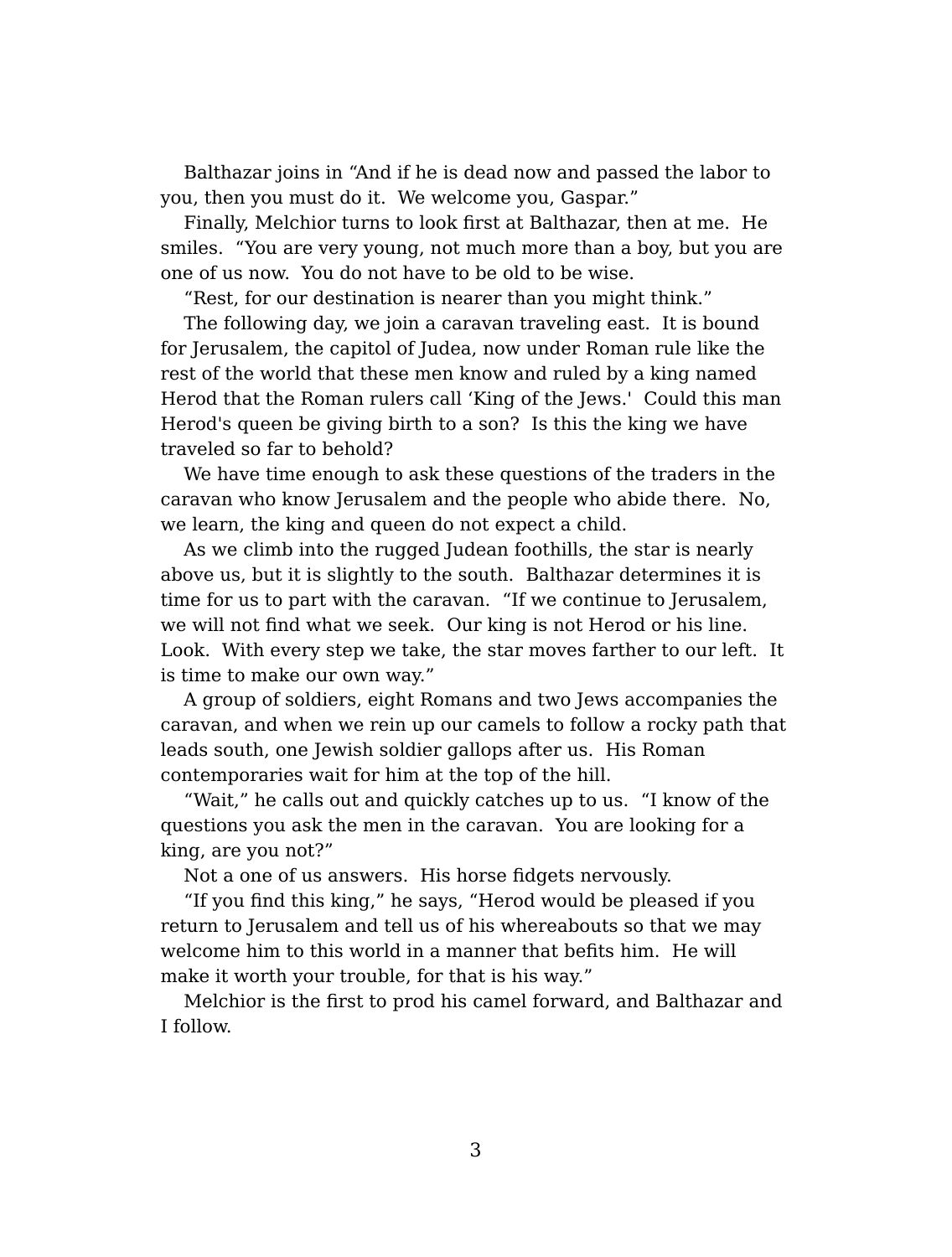Balthazar joins in "And if he is dead now and passed the labor to you, then you must do it. We welcome you, Gaspar."

Finally, Melchior turns to look first at Balthazar, then at me. He smiles. "You are very young, not much more than a boy, but you are one of us now. You do not have to be old to be wise.

"Rest, for our destination is nearer than you might think."

The following day, we join a caravan traveling east. It is bound for Jerusalem, the capitol of Judea, now under Roman rule like the rest of the world that these men know and ruled by a king named Herod that the Roman rulers call 'King of the Jews.' Could this man Herod's queen be giving birth to a son? Is this the king we have traveled so far to behold?

We have time enough to ask these questions of the traders in the caravan who know Jerusalem and the people who abide there. No, we learn, the king and queen do not expect a child.

As we climb into the rugged Judean foothills, the star is nearly above us, but it is slightly to the south. Balthazar determines it is time for us to part with the caravan. "If we continue to Jerusalem, we will not find what we seek. Our king is not Herod or his line. Look. With every step we take, the star moves farther to our left. It is time to make our own way."

A group of soldiers, eight Romans and two Jews accompanies the caravan, and when we rein up our camels to follow a rocky path that leads south, one Jewish soldier gallops after us. His Roman contemporaries wait for him at the top of the hill.

"Wait," he calls out and quickly catches up to us. "I know of the questions you ask the men in the caravan. You are looking for a king, are you not?"

Not a one of us answers. His horse fidgets nervously.

"If you find this king," he says, "Herod would be pleased if you return to Jerusalem and tell us of his whereabouts so that we may welcome him to this world in a manner that befits him. He will make it worth your trouble, for that is his way."

Melchior is the first to prod his camel forward, and Balthazar and I follow.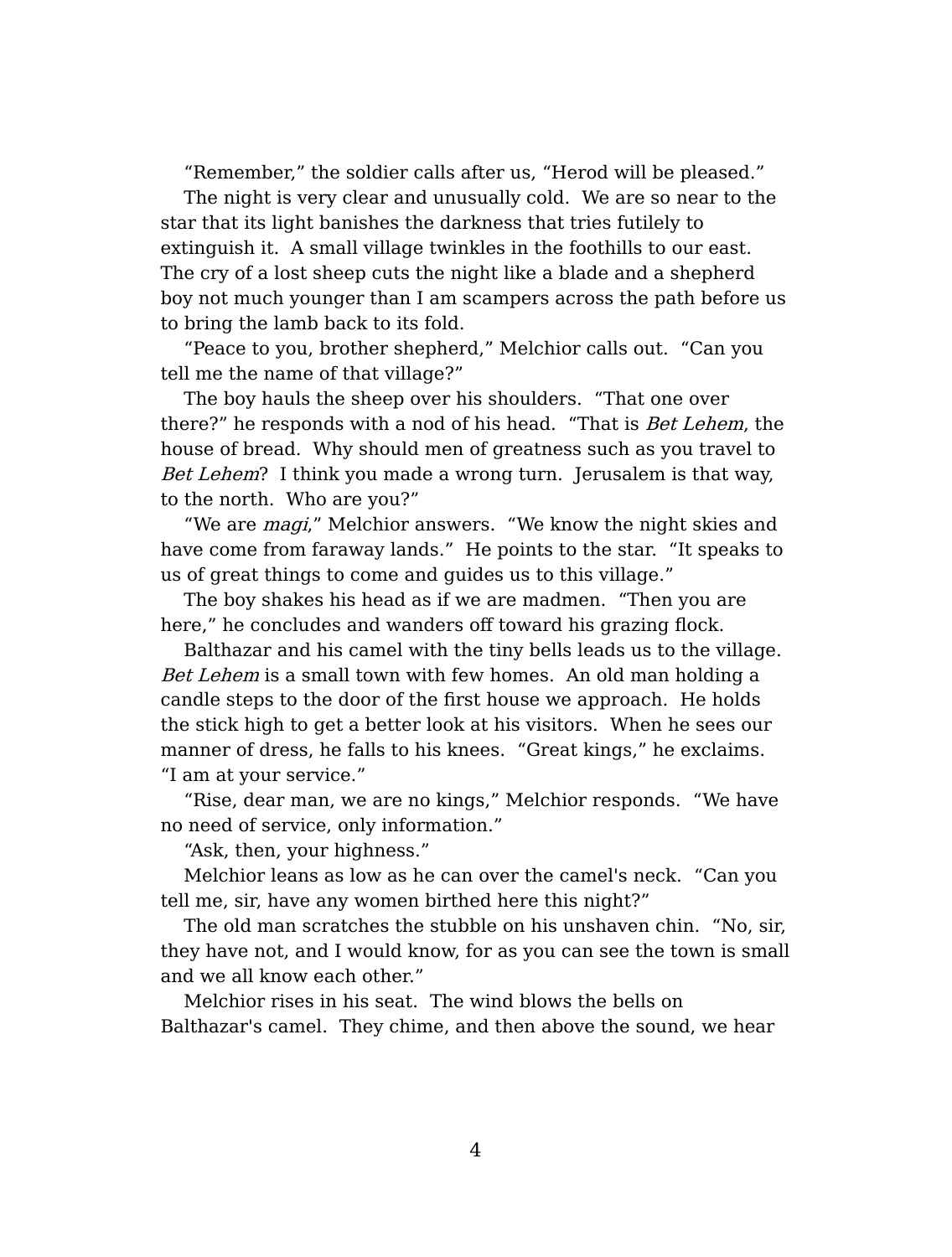"Remember," the soldier calls after us, "Herod will be pleased."

The night is very clear and unusually cold. We are so near to the star that its light banishes the darkness that tries futilely to extinguish it. A small village twinkles in the foothills to our east. The cry of a lost sheep cuts the night like a blade and a shepherd boy not much younger than I am scampers across the path before us to bring the lamb back to its fold.

"Peace to you, brother shepherd," Melchior calls out. "Can you tell me the name of that village?"

The boy hauls the sheep over his shoulders. "That one over there?" he responds with a nod of his head. "That is *Bet Lehem*, the house of bread. Why should men of greatness such as you travel to *Bet Lehem*? I think you made a wrong turn. Jerusalem is that way, to the north. Who are you?"

"We are *magi*," Melchior answers. "We know the night skies and have come from faraway lands." He points to the star. "It speaks to us of great things to come and guides us to this village."

The boy shakes his head as if we are madmen. "Then you are here," he concludes and wanders off toward his grazing flock.

Balthazar and his camel with the tiny bells leads us to the village. *Bet Lehem* is a small town with few homes. An old man holding a candle steps to the door of the first house we approach. He holds the stick high to get a better look at his visitors. When he sees our manner of dress, he falls to his knees. "Great kings," he exclaims. "I am at your service."

"Rise, dear man, we are no kings," Melchior responds. "We have no need of service, only information."

"Ask, then, your highness."

Melchior leans as low as he can over the camel's neck. "Can you tell me, sir, have any women birthed here this night?"

The old man scratches the stubble on his unshaven chin. "No, sir, they have not, and I would know, for as you can see the town is small and we all know each other."

Melchior rises in his seat. The wind blows the bells on Balthazar's camel. They chime, and then above the sound, we hear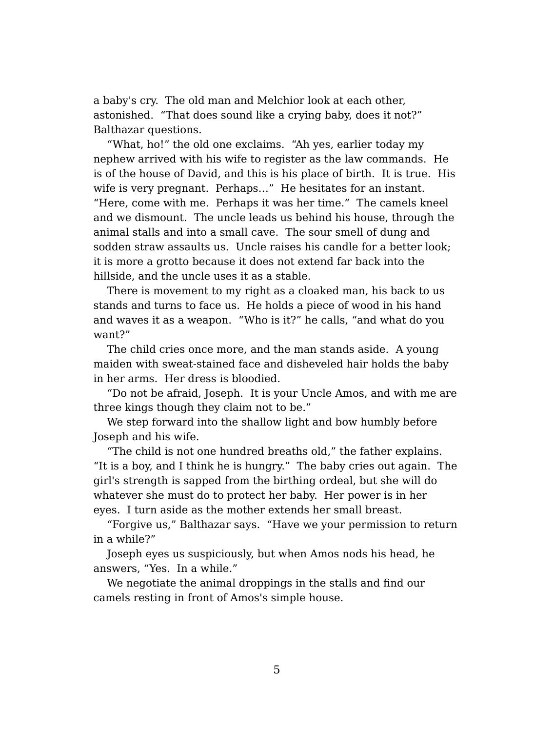a baby's cry. The old man and Melchior look at each other, astonished. “That does sound like a crying baby, does it not?” Balthazar questions.

“What, ho!” the old one exclaims. “Ah yes, earlier today my nephew arrived with his wife to register as the law commands. He is of the house of David, and this is his place of birth. It is true. His wife is very pregnant. Perhaps…” He hesitates for an instant. “Here, come with me. Perhaps it was her time.” The camels kneel and we dismount. The uncle leads us behind his house, through the animal stalls and into a small cave. The sour smell of dung and sodden straw assaults us. Uncle raises his candle for a better look; it is more a grotto because it does not extend far back into the hillside, and the uncle uses it as a stable.

There is movement to my right as a cloaked man, his back to us stands and turns to face us. He holds a piece of wood in his hand and waves it as a weapon. “Who is it?” he calls, “and what do you want?”

The child cries once more, and the man stands aside. A young maiden with sweat-stained face and disheveled hair holds the baby in her arms. Her dress is bloodied.

“Do not be afraid, Joseph. It is your Uncle Amos, and with me are three kings though they claim not to be.”

We step forward into the shallow light and bow humbly before Joseph and his wife.

“The child is not one hundred breaths old,” the father explains. “It is a boy, and I think he is hungry.” The baby cries out again. The girl's strength is sapped from the birthing ordeal, but she will do whatever she must do to protect her baby. Her power is in her eyes. I turn aside as the mother extends her small breast.

“Forgive us,” Balthazar says. “Have we your permission to return in a while?”

Joseph eyes us suspiciously, but when Amos nods his head, he answers, “Yes. In a while.”

We negotiate the animal droppings in the stalls and find our camels resting in front of Amos's simple house.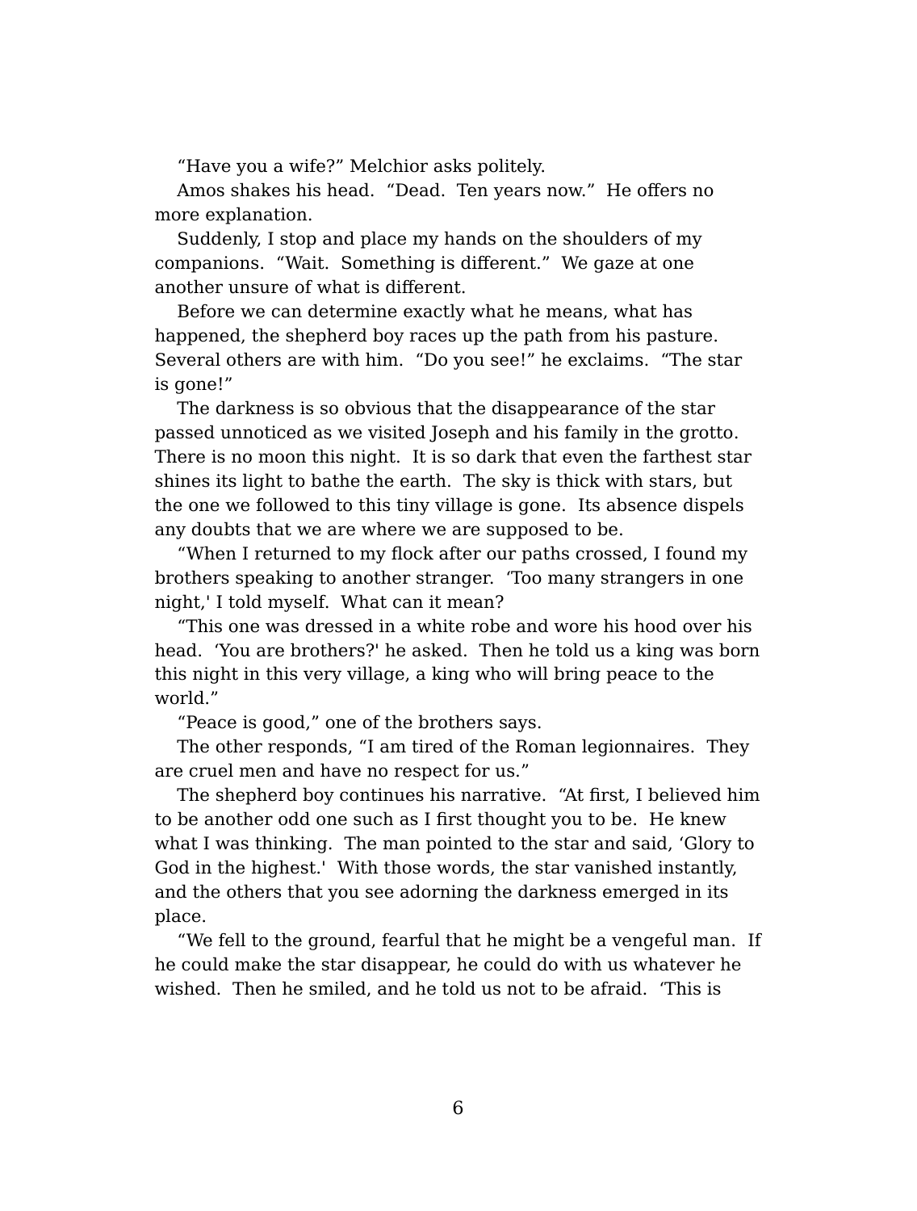“Have you a wife?” Melchior asks politely.

Amos shakes his head. “Dead. Ten years now.” He offers no more explanation.

Suddenly, I stop and place my hands on the shoulders of my companions. “Wait. Something is different.” We gaze at one another unsure of what is different.

Before we can determine exactly what he means, what has happened, the shepherd boy races up the path from his pasture. Several others are with him. “Do you see!” he exclaims. “The star is gone!”

The darkness is so obvious that the disappearance of the star passed unnoticed as we visited Joseph and his family in the grotto. There is no moon this night. It is so dark that even the farthest star shines its light to bathe the earth. The sky is thick with stars, but the one we followed to this tiny village is gone. Its absence dispels any doubts that we are where we are supposed to be.

“When I returned to my flock after our paths crossed, I found my brothers speaking to another stranger. ‘Too many strangers in one night,' I told myself. What can it mean?

“This one was dressed in a white robe and wore his hood over his head. ‘You are brothers?' he asked. Then he told us a king was born this night in this very village, a king who will bring peace to the world.”

“Peace is good,” one of the brothers says.

The other responds, “I am tired of the Roman legionnaires. They are cruel men and have no respect for us.”

The shepherd boy continues his narrative. “At first, I believed him to be another odd one such as I first thought you to be. He knew what I was thinking. The man pointed to the star and said, ‘Glory to God in the highest.' With those words, the star vanished instantly, and the others that you see adorning the darkness emerged in its place.

“We fell to the ground, fearful that he might be a vengeful man. If he could make the star disappear, he could do with us whatever he wished. Then he smiled, and he told us not to be afraid. ‘This is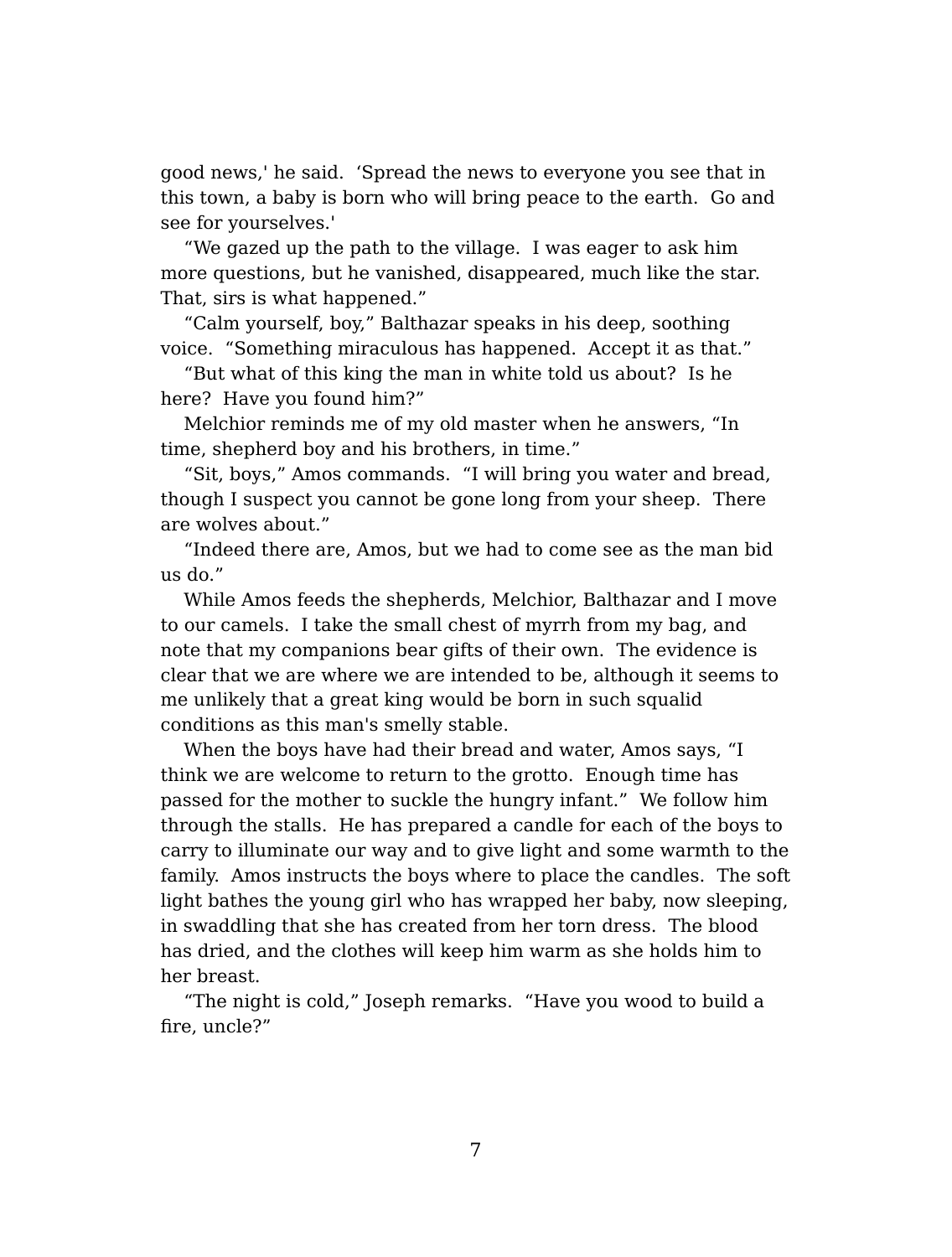good news,' he said. 'Spread the news to everyone you see that in this town, a baby is born who will bring peace to the earth. Go and see for yourselves.'

"We gazed up the path to the village. I was eager to ask him more questions, but he vanished, disappeared, much like the star. That, sirs is what happened."

"Calm yourself, boy," Balthazar speaks in his deep, soothing voice. "Something miraculous has happened. Accept it as that."

"But what of this king the man in white told us about? Is he here? Have you found him?"

Melchior reminds me of my old master when he answers, "In time, shepherd boy and his brothers, in time."

"Sit, boys," Amos commands. "I will bring you water and bread, though I suspect you cannot be gone long from your sheep. There are wolves about."

"Indeed there are, Amos, but we had to come see as the man bid us do."

While Amos feeds the shepherds, Melchior, Balthazar and I move to our camels. I take the small chest of myrrh from my bag, and note that my companions bear gifts of their own. The evidence is clear that we are where we are intended to be, although it seems to me unlikely that a great king would be born in such squalid conditions as this man's smelly stable.

When the boys have had their bread and water, Amos says, "I think we are welcome to return to the grotto. Enough time has passed for the mother to suckle the hungry infant." We follow him through the stalls. He has prepared a candle for each of the boys to carry to illuminate our way and to give light and some warmth to the family. Amos instructs the boys where to place the candles. The soft light bathes the young girl who has wrapped her baby, now sleeping, in swaddling that she has created from her torn dress. The blood has dried, and the clothes will keep him warm as she holds him to her breast.

"The night is cold," Joseph remarks. "Have you wood to build a fire, uncle?"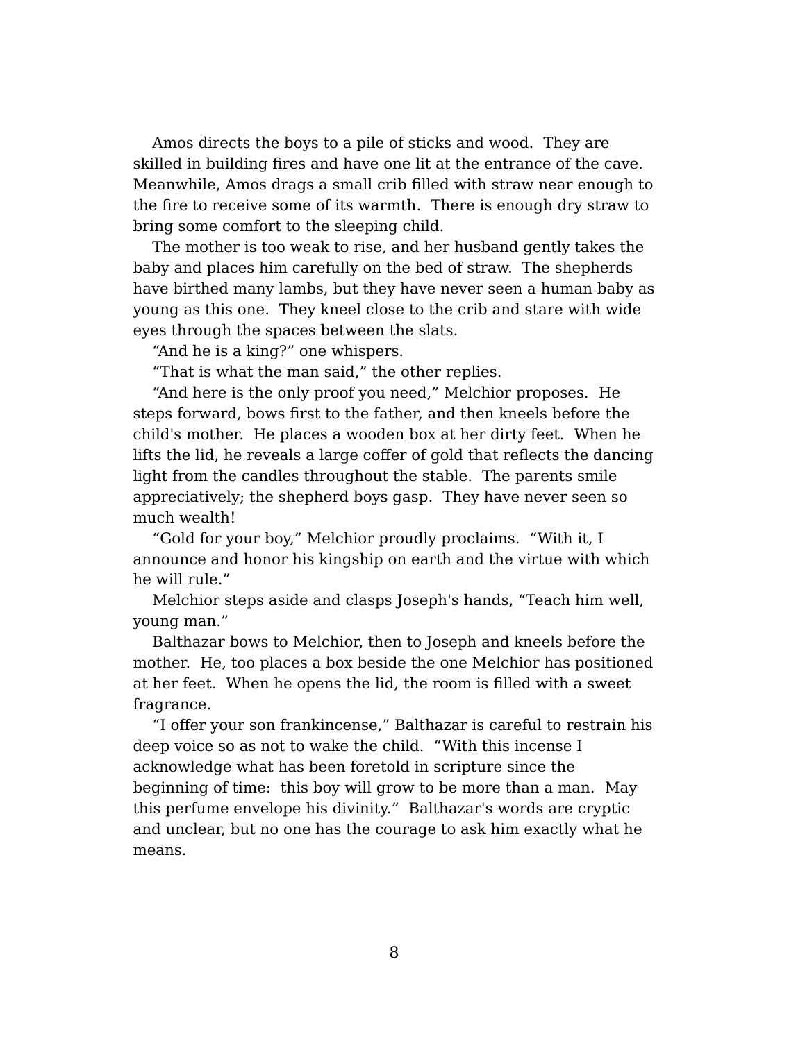Amos directs the boys to a pile of sticks and wood. They are skilled in building fires and have one lit at the entrance of the cave. Meanwhile, Amos drags a small crib filled with straw near enough to the fire to receive some of its warmth. There is enough dry straw to bring some comfort to the sleeping child.

The mother is too weak to rise, and her husband gently takes the baby and places him carefully on the bed of straw. The shepherds have birthed many lambs, but they have never seen a human baby as young as this one. They kneel close to the crib and stare with wide eyes through the spaces between the slats.

"And he is a king?" one whispers.

"That is what the man said," the other replies.

"And here is the only proof you need," Melchior proposes. He steps forward, bows first to the father, and then kneels before the child's mother. He places a wooden box at her dirty feet. When he lifts the lid, he reveals a large coffer of gold that reflects the dancing light from the candles throughout the stable. The parents smile appreciatively; the shepherd boys gasp. They have never seen so much wealth!

"Gold for your boy," Melchior proudly proclaims. "With it, I announce and honor his kingship on earth and the virtue with which he will rule."

Melchior steps aside and clasps Joseph's hands, "Teach him well, young man."

Balthazar bows to Melchior, then to Joseph and kneels before the mother. He, too places a box beside the one Melchior has positioned at her feet. When he opens the lid, the room is filled with a sweet fragrance.

"I offer your son frankincense," Balthazar is careful to restrain his deep voice so as not to wake the child. "With this incense I acknowledge what has been foretold in scripture since the beginning of time: this boy will grow to be more than a man. May this perfume envelope his divinity." Balthazar's words are cryptic and unclear, but no one has the courage to ask him exactly what he means.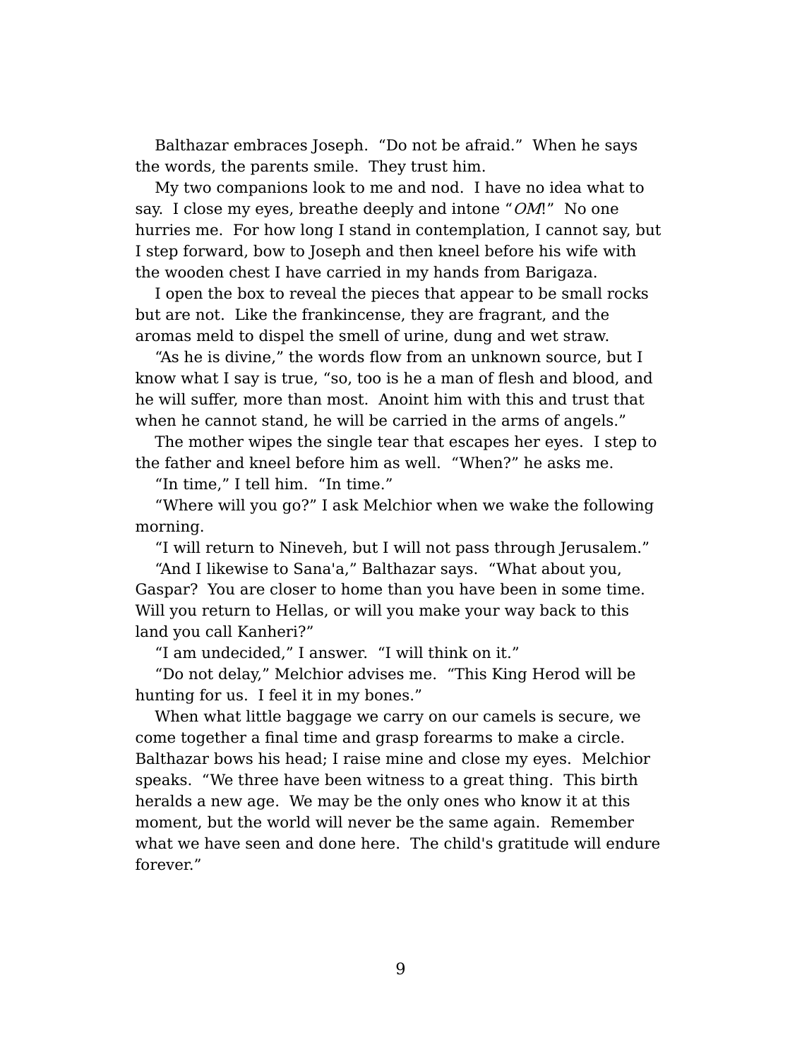Balthazar embraces Joseph. “Do not be afraid.” When he says the words, the parents smile. They trust him.

My two companions look to me and nod. I have no idea what to say. I close my eyes, breathe deeply and intone “*OM*!” No one hurries me. For how long I stand in contemplation, I cannot say, but I step forward, bow to Joseph and then kneel before his wife with the wooden chest I have carried in my hands from Barigaza.

I open the box to reveal the pieces that appear to be small rocks but are not. Like the frankincense, they are fragrant, and the aromas meld to dispel the smell of urine, dung and wet straw.

“As he is divine,” the words flow from an unknown source, but I know what I say is true, “so, too is he a man of flesh and blood, and he will suffer, more than most. Anoint him with this and trust that when he cannot stand, he will be carried in the arms of angels.”

The mother wipes the single tear that escapes her eyes. I step to the father and kneel before him as well. “When?” he asks me.

“In time,” I tell him. “In time.”

“Where will you go?” I ask Melchior when we wake the following morning.

“I will return to Nineveh, but I will not pass through Jerusalem.”

“And I likewise to Sana'a,” Balthazar says. “What about you, Gaspar? You are closer to home than you have been in some time. Will you return to Hellas, or will you make your way back to this land you call Kanheri?”

“I am undecided,” I answer. “I will think on it.”

“Do not delay,” Melchior advises me. “This King Herod will be hunting for us. I feel it in my bones.”

When what little baggage we carry on our camels is secure, we come together a final time and grasp forearms to make a circle. Balthazar bows his head; I raise mine and close my eyes. Melchior speaks. “We three have been witness to a great thing. This birth heralds a new age. We may be the only ones who know it at this moment, but the world will never be the same again. Remember what we have seen and done here. The child's gratitude will endure forever.”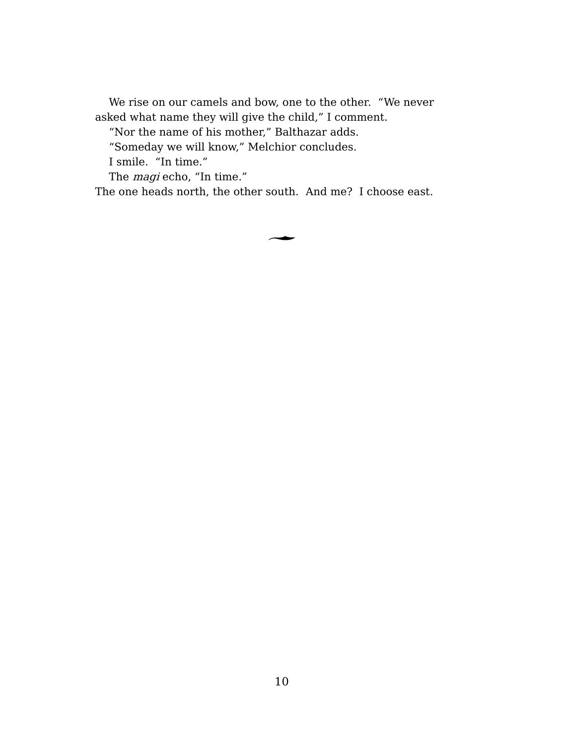We rise on our camels and bow, one to the other. “We never asked what name they will give the child,” I comment.

“Nor the name of his mother,” Balthazar adds.

“Someday we will know,” Melchior concludes.

I smile. “In time.”

The *magi* echo, “In time.”

The one heads north, the other south. And me? I choose east.